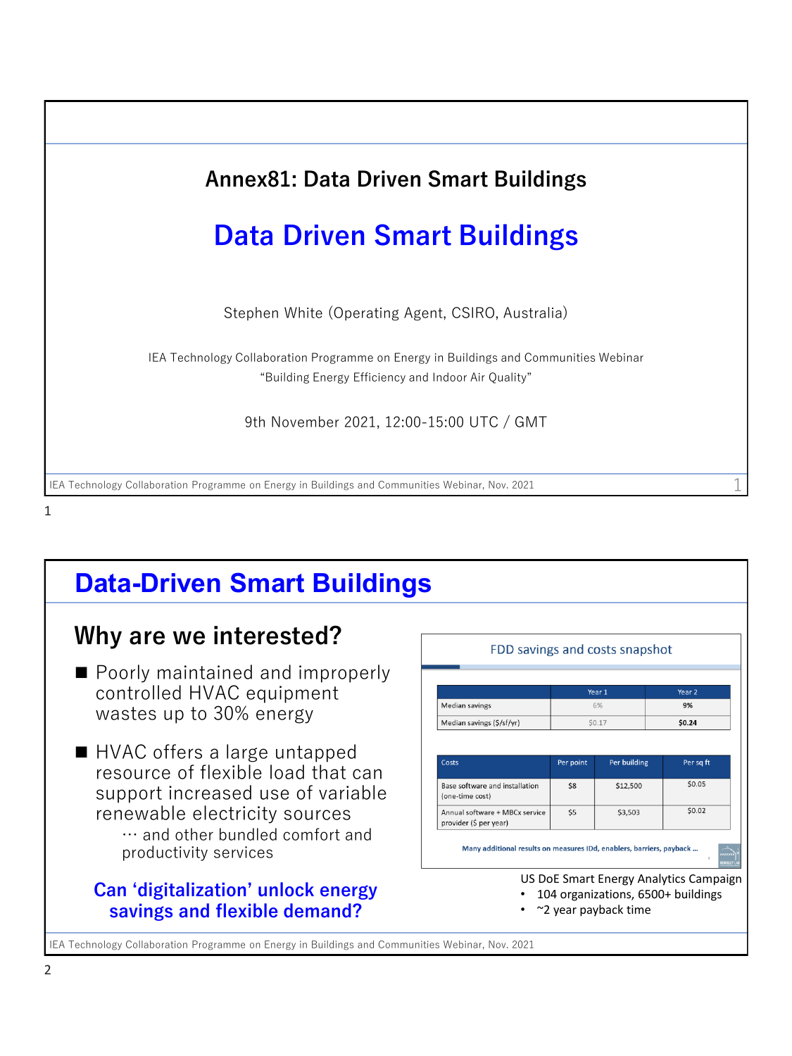## Annex81: Data Driven Smart Buildings

# Data Driven Smart Buildings

Stephen White (Operating Agent, CSIRO, Australia)

IEA Technology Collaboration Programme on Energy in Buildings and Communities Webinar
"Building Energy Efficiency and Indoor Air Quality"

9th November 2021, 12:00-15:00 UTC / GMT

# Data-Driven Smart Buildings

## Why are we interested?

- Poorly maintained and improperly controlled HVAC equipment wastes up to 30% energy
- HVAC offers a large untapped resource of flexible load that can support increased use of variable renewable electricity sources
  … and other bundled comfort and productivity services

**Can 'digitalization' unlock energy savings and flexible demand?**

FDD savings and costs snapshot

| | Year 1 | Year 2 |
|---|---|---|
| Median savings | 6% | **9%** |
| Median savings ($/sf/yr) | $0.17 | **$0.24** |

| Costs | Per point | Per building | Per sq ft |
|---|---|---|---|
| Base software and installation (one-time cost) | $8 | $12,500 | $0.05 |
| Annual software + MBCx service provider ($ per year) | $5 | $3,503 | $0.02 |

Many additional results on measures IDd, enablers, barriers, payback …

US DoE Smart Energy Analytics Campaign
- 104 organizations, 6500+ buildings
- ~2 year payback time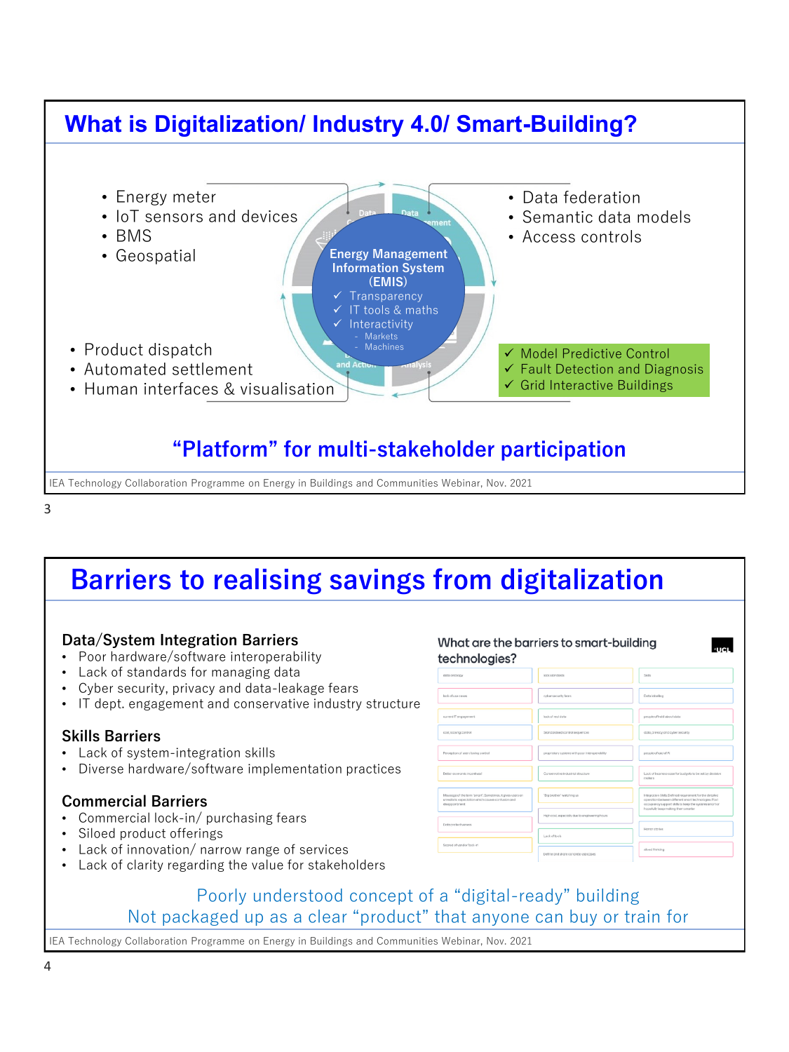# What is Digitalization/ Industry 4.0/ Smart-Building?

- Energy meter
- IoT sensors and devices
- BMS
- Geospatial

- Data federation
- Semantic data models
- Access controls

**Energy Management Information System (EMIS)**

- ✓ Transparency
- ✓ IT tools & maths
- ✓ Interactivity
  - Markets
  - Machines

- Product dispatch
- Automated settlement
- Human interfaces & visualisation

- ✓ Model Predictive Control
- ✓ Fault Detection and Diagnosis
- ✓ Grid Interactive Buildings

**"Platform" for multi-stakeholder participation**

# Barriers to realising savings from digitalization

### Data/System Integration Barriers

- Poor hardware/software interoperability
- Lack of standards for managing data
- Cyber security, privacy and data-leakage fears
- IT dept. engagement and conservative industry structure

### Skills Barriers

- Lack of system-integration skills
- Diverse hardware/software implementation practices

### Commercial Barriers

- Commercial lock-in/ purchasing fears
- Siloed product offerings
- Lack of innovation/ narrow range of services
- Lack of clarity regarding the value for stakeholders

What are the barriers to smart-building technologies?

Poorly understood concept of a "digital-ready" building

Not packaged up as a clear "product" that anyone can buy or train for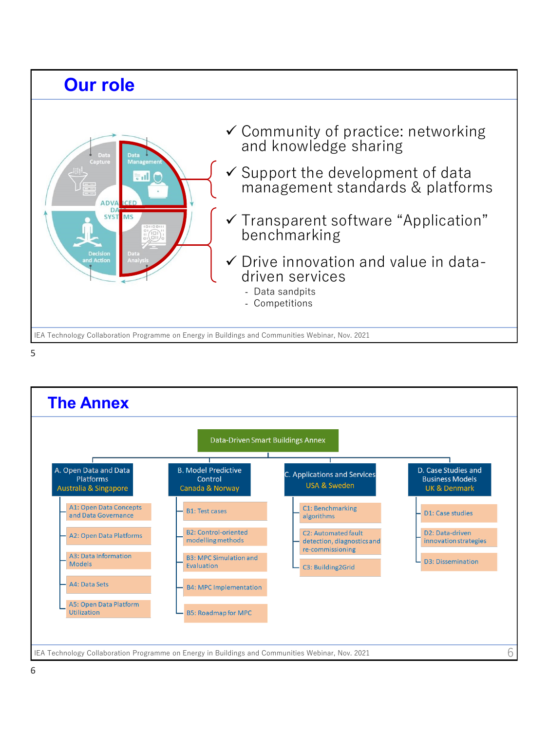## Our role

Data Capture — Data Management — ADVANCED DATA SYSTEMS — Data Analysis — Decision and Action

- ✓ Community of practice: networking and knowledge sharing
- ✓ Support the development of data management standards & platforms
- ✓ Transparent software "Application" benchmarking
- ✓ Drive innovation and value in data-driven services
  - Data sandpits
  - Competitions

IEA Technology Collaboration Programme on Energy in Buildings and Communities Webinar, Nov. 2021

## The Annex

**Data-Driven Smart Buildings Annex**

- **A. Open Data and Data Platforms** — Australia & Singapore
  - A1: Open Data Concepts and Data Governance
  - A2: Open Data Platforms
  - A3: Data Information Models
  - A4: Data Sets
  - A5: Open Data Platform Utilization
- **B. Model Predictive Control** — Canada & Norway
  - B1: Test cases
  - B2: Control-oriented modelling methods
  - B3: MPC Simulation and Evaluation
  - B4: MPC Implementation
  - B5: Roadmap for MPC
- **C. Applications and Services** — USA & Sweden
  - C1: Benchmarking algorithms
  - C2: Automated fault detection, diagnostics and re-commissioning
  - C3: Building2Grid
- **D. Case Studies and Business Models** — UK & Denmark
  - D1: Case studies
  - D2: Data-driven innovation strategies
  - D3: Dissemination

IEA Technology Collaboration Programme on Energy in Buildings and Communities Webinar, Nov. 2021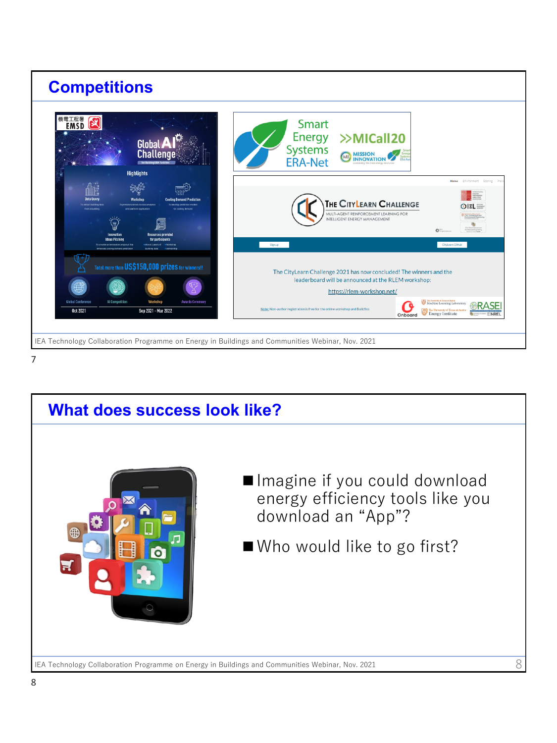## Competitions

## What does success look like?

- Imagine if you could download energy efficiency tools like you download an "App"?
- Who would like to go first?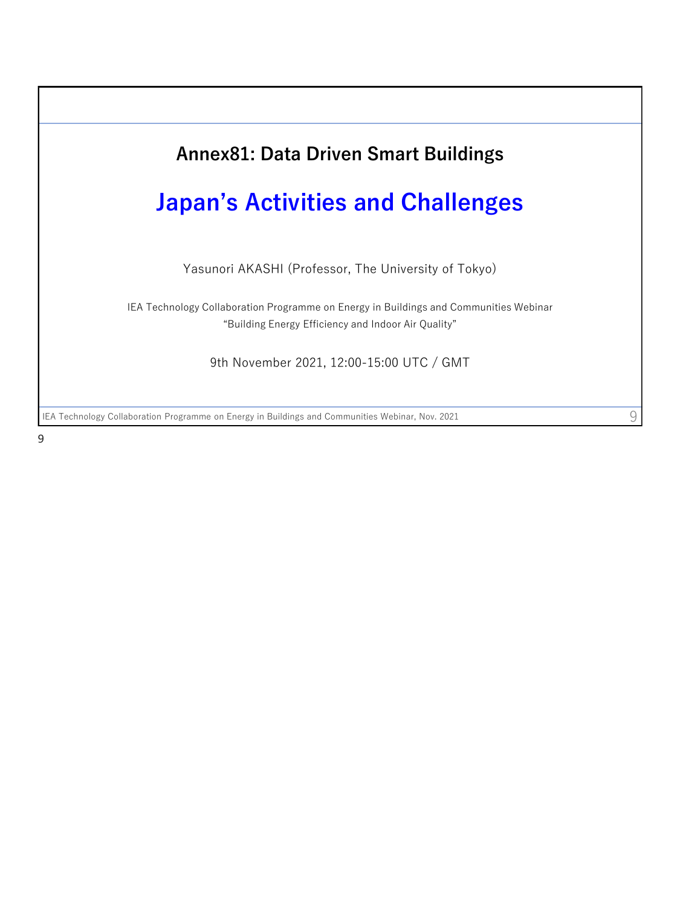## Annex81: Data Driven Smart Buildings

# Japan's Activities and Challenges

Yasunori AKASHI (Professor, The University of Tokyo)

IEA Technology Collaboration Programme on Energy in Buildings and Communities Webinar
"Building Energy Efficiency and Indoor Air Quality"

9th November 2021, 12:00-15:00 UTC / GMT